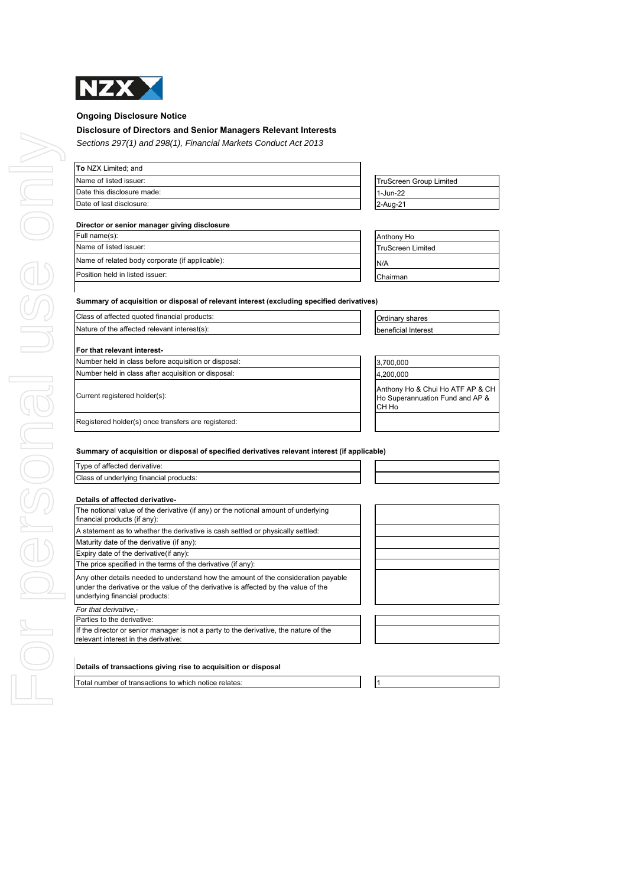NZX

**Ongoing Disclosure Notice**

**Disclosure of Directors and Senior Managers Relevant Interests**

*Sections 297(1) and 298(1), Financial Markets Conduct Act 2013*

| **To** NZX Limited; and | |
|---|---|
| Name of listed issuer: | TruScreen Group Limited |
| Date this disclosure made: | 1-Jun-22 |
| Date of last disclosure: | 2-Aug-21 |

**Director or senior manager giving disclosure**

| | |
|---|---|
| Full name(s): | Anthony Ho |
| Name of listed issuer: | TruScreen Limited |
| Name of related body corporate (if applicable): | N/A |
| Position held in listed issuer: | Chairman |

**Summary of acquisition or disposal of relevant interest (excluding specified derivatives)**

| | |
|---|---|
| Class of affected quoted financial products: | Ordinary shares |
| Nature of the affected relevant interest(s): | beneficial Interest |

**For that relevant interest-**

| | |
|---|---|
| Number held in class before acquisition or disposal: | 3,700,000 |
| Number held in class after acquisition or disposal: | 4,200,000 |
| Current registered holder(s): | Anthony Ho & Chui Ho ATF AP & CH Ho Superannuation Fund and AP & CH Ho |
| Registered holder(s) once transfers are registered: | |

**Summary of acquisition or disposal of specified derivatives relevant interest (if applicable)**

| | |
|---|---|
| Type of affected derivative: | |
| Class of underlying financial products: | |

**Details of affected derivative-**

| | |
|---|---|
| The notional value of the derivative (if any) or the notional amount of underlying financial products (if any): | |
| A statement as to whether the derivative is cash settled or physically settled: | |
| Maturity date of the derivative (if any): | |
| Expiry date of the derivative(if any): | |
| The price specified in the terms of the derivative (if any): | |
| Any other details needed to understand how the amount of the consideration payable under the derivative or the value of the derivative is affected by the value of the underlying financial products: | |

*For that derivative,-*

| | |
|---|---|
| Parties to the derivative: | |
| If the director or senior manager is not a party to the derivative, the nature of the relevant interest in the derivative: | |

**Details of transactions giving rise to acquisition or disposal**

| | |
|---|---|
| Total number of transactions to which notice relates: | 1 |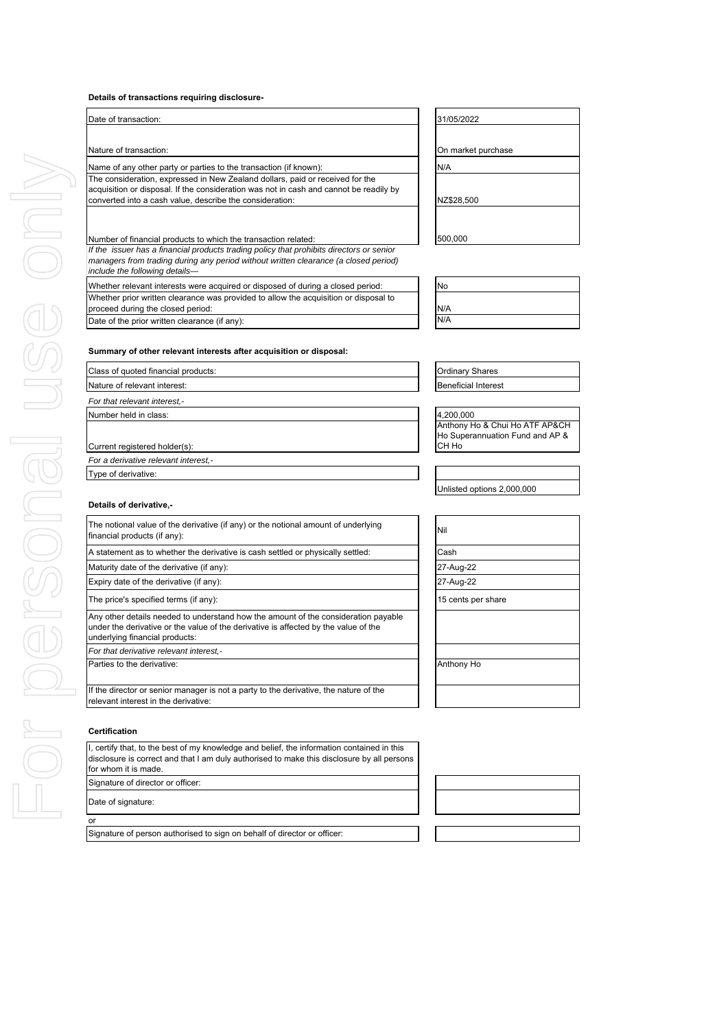**Details of transactions requiring disclosure-**

| | |
|---|---|
| Date of transaction: | 31/05/2022 |
| Nature of transaction: | On market purchase |
| Name of any other party or parties to the transaction (if known): | N/A |
| The consideration, expressed in New Zealand dollars, paid or received for the acquisition or disposal. If the consideration was not in cash and cannot be readily by converted into a cash value, describe the consideration: | NZ$28,500 |
| Number of financial products to which the transaction related: | 500,000 |

*If the issuer has a financial products trading policy that prohibits directors or senior managers from trading during any period without written clearance (a closed period) include the following details—*

| | |
|---|---|
| Whether relevant interests were acquired or disposed of during a closed period: | No |
| Whether prior written clearance was provided to allow the acquisition or disposal to proceed during the closed period: | N/A |
| Date of the prior written clearance (if any): | N/A |

**Summary of other relevant interests after acquisition or disposal:**

| | |
|---|---|
| Class of quoted financial products: | Ordinary Shares |
| Nature of relevant interest: | Beneficial Interest |
| *For that relevant interest,-* | |
| Number held in class: | 4,200,000 |
| Current registered holder(s): | Anthony Ho & Chui Ho ATF AP&CH Ho Superannuation Fund and AP & CH Ho |
| *For a derivative relevant interest,-* | |
| Type of derivative: | |
| | Unlisted options 2,000,000 |

**Details of derivative,-**

| | |
|---|---|
| The notional value of the derivative (if any) or the notional amount of underlying financial products (if any): | Nil |
| A statement as to whether the derivative is cash settled or physically settled: | Cash |
| Maturity date of the derivative (if any): | 27-Aug-22 |
| Expiry date of the derivative (if any): | 27-Aug-22 |
| The price's specified terms (if any): | 15 cents per share |
| Any other details needed to understand how the amount of the consideration payable under the derivative or the value of the derivative is affected by the value of the underlying financial products: | |
| *For that derivative relevant interest,-* | |
| Parties to the derivative: | Anthony Ho |
| If the director or senior manager is not a party to the derivative, the nature of the relevant interest in the derivative: | |

**Certification**

I, certify that, to the best of my knowledge and belief, the information contained in this disclosure is correct and that I am duly authorised to make this disclosure by all persons for whom it is made.

| | |
|---|---|
| Signature of director or officer: | |
| Date of signature: | |
| or | |
| Signature of person authorised to sign on behalf of director or officer: | |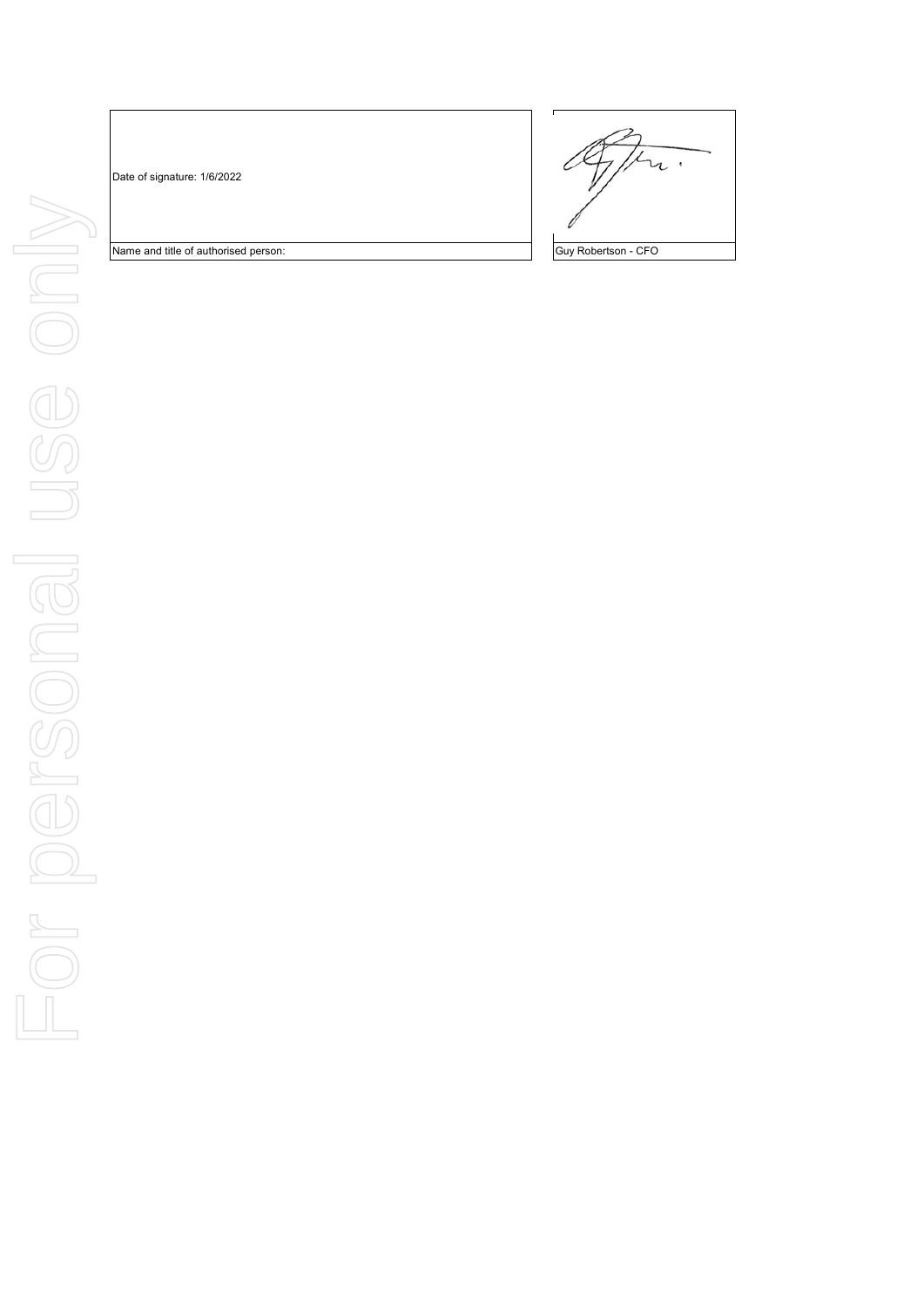| Date of signature: 1/6/2022 | |
|---|---|
| Name and title of authorised person: | Guy Robertson - CFO |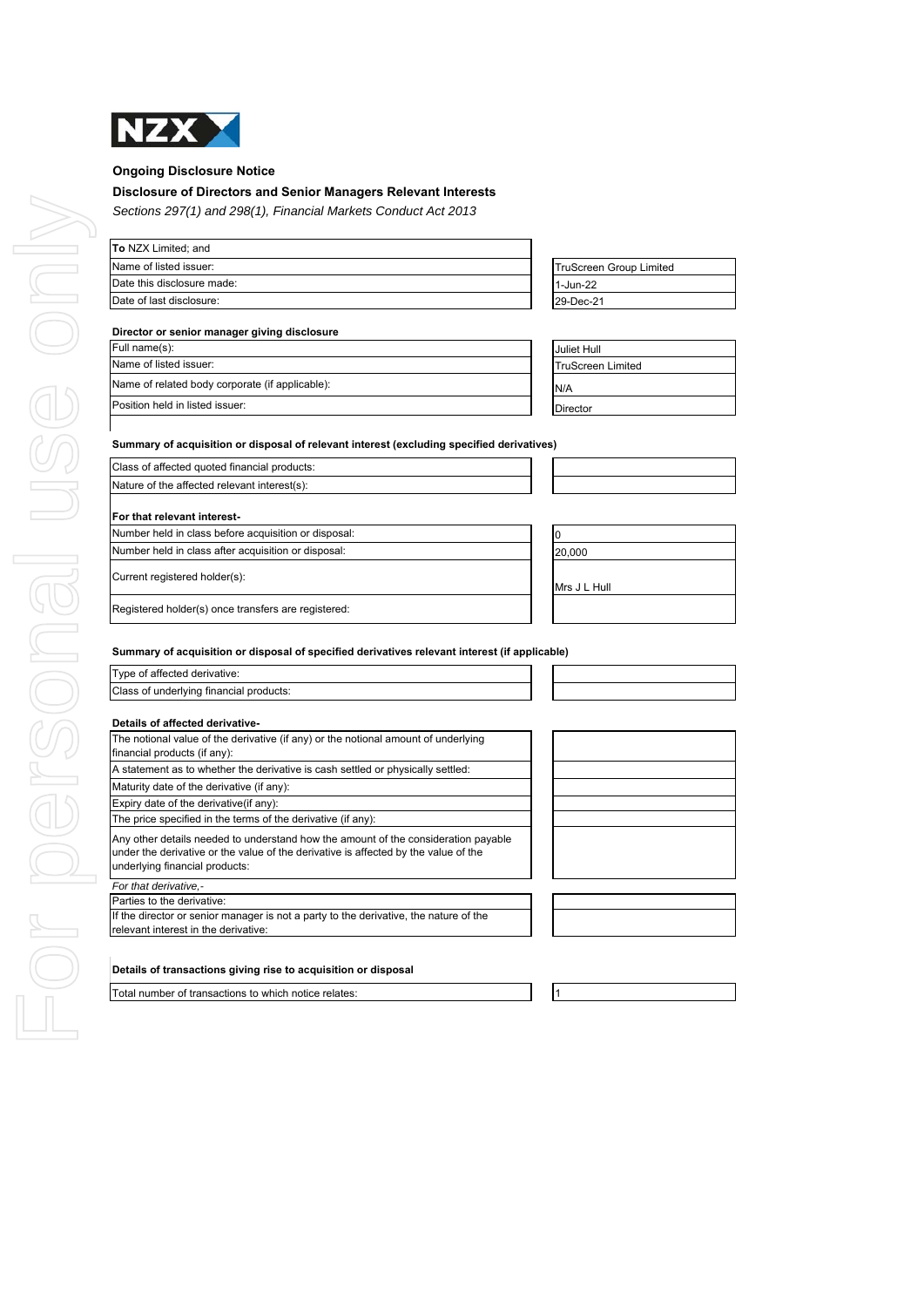NZX

**Ongoing Disclosure Notice**

**Disclosure of Directors and Senior Managers Relevant Interests**

*Sections 297(1) and 298(1), Financial Markets Conduct Act 2013*

| **To** NZX Limited; and | |
|---|---|
| Name of listed issuer: | TruScreen Group Limited |
| Date this disclosure made: | 1-Jun-22 |
| Date of last disclosure: | 29-Dec-21 |

**Director or senior manager giving disclosure**

| | |
|---|---|
| Full name(s): | Juliet Hull |
| Name of listed issuer: | TruScreen Limited |
| Name of related body corporate (if applicable): | N/A |
| Position held in listed issuer: | Director |

**Summary of acquisition or disposal of relevant interest (excluding specified derivatives)**

| | |
|---|---|
| Class of affected quoted financial products: | |
| Nature of the affected relevant interest(s): | |

**For that relevant interest-**

| | |
|---|---|
| Number held in class before acquisition or disposal: | 0 |
| Number held in class after acquisition or disposal: | 20,000 |
| Current registered holder(s): | Mrs J L Hull |
| Registered holder(s) once transfers are registered: | |

**Summary of acquisition or disposal of specified derivatives relevant interest (if applicable)**

| | |
|---|---|
| Type of affected derivative: | |
| Class of underlying financial products: | |

**Details of affected derivative-**

| | |
|---|---|
| The notional value of the derivative (if any) or the notional amount of underlying financial products (if any): | |
| A statement as to whether the derivative is cash settled or physically settled: | |
| Maturity date of the derivative (if any): | |
| Expiry date of the derivative(if any): | |
| The price specified in the terms of the derivative (if any): | |
| Any other details needed to understand how the amount of the consideration payable under the derivative or the value of the derivative is affected by the value of the underlying financial products: | |

*For that derivative,-*

| | |
|---|---|
| Parties to the derivative: | |
| If the director or senior manager is not a party to the derivative, the nature of the relevant interest in the derivative: | |

**Details of transactions giving rise to acquisition or disposal**

| | |
|---|---|
| Total number of transactions to which notice relates: | 1 |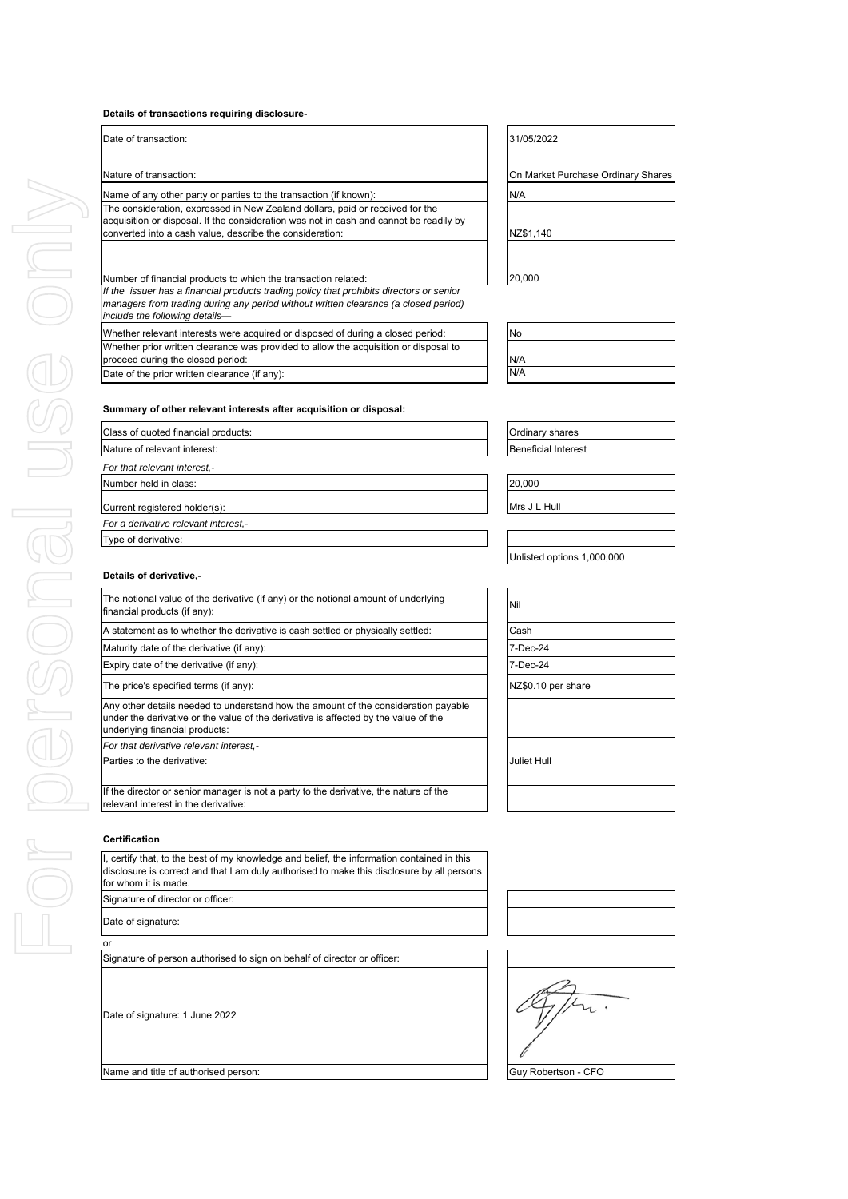**Details of transactions requiring disclosure-**

| | |
|---|---|
| Date of transaction: | 31/05/2022 |
| Nature of transaction: | On Market Purchase Ordinary Shares |
| Name of any other party or parties to the transaction (if known): | N/A |
| The consideration, expressed in New Zealand dollars, paid or received for the acquisition or disposal. If the consideration was not in cash and cannot be readily by converted into a cash value, describe the consideration: | NZ$1,140 |
| Number of financial products to which the transaction related: | 20,000 |

*If the issuer has a financial products trading policy that prohibits directors or senior managers from trading during any period without written clearance (a closed period) include the following details—*

| | |
|---|---|
| Whether relevant interests were acquired or disposed of during a closed period: | No |
| Whether prior written clearance was provided to allow the acquisition or disposal to proceed during the closed period: | N/A |
| Date of the prior written clearance (if any): | N/A |

**Summary of other relevant interests after acquisition or disposal:**

| | |
|---|---|
| Class of quoted financial products: | Ordinary shares |
| Nature of relevant interest: | Beneficial Interest |
| *For that relevant interest,-* | |
| Number held in class: | 20,000 |
| Current registered holder(s): | Mrs J L Hull |
| *For a derivative relevant interest,-* | |
| Type of derivative: | Unlisted options 1,000,000 |

**Details of derivative,-**

| | |
|---|---|
| The notional value of the derivative (if any) or the notional amount of underlying financial products (if any): | Nil |
| A statement as to whether the derivative is cash settled or physically settled: | Cash |
| Maturity date of the derivative (if any): | 7-Dec-24 |
| Expiry date of the derivative (if any): | 7-Dec-24 |
| The price's specified terms (if any): | NZ$0.10 per share |
| Any other details needed to understand how the amount of the consideration payable under the derivative or the value of the derivative is affected by the value of the underlying financial products: | |
| *For that derivative relevant interest,-* | |
| Parties to the derivative: | Juliet Hull |
| If the director or senior manager is not a party to the derivative, the nature of the relevant interest in the derivative: | |

**Certification**

| | |
|---|---|
| I, certify that, to the best of my knowledge and belief, the information contained in this disclosure is correct and that I am duly authorised to make this disclosure by all persons for whom it is made. | |
| Signature of director or officer: | |
| Date of signature: | |
| or | |
| Signature of person authorised to sign on behalf of director or officer: | |
| Date of signature: 1 June 2022 | [Signature] |
| Name and title of authorised person: | Guy Robertson - CFO |